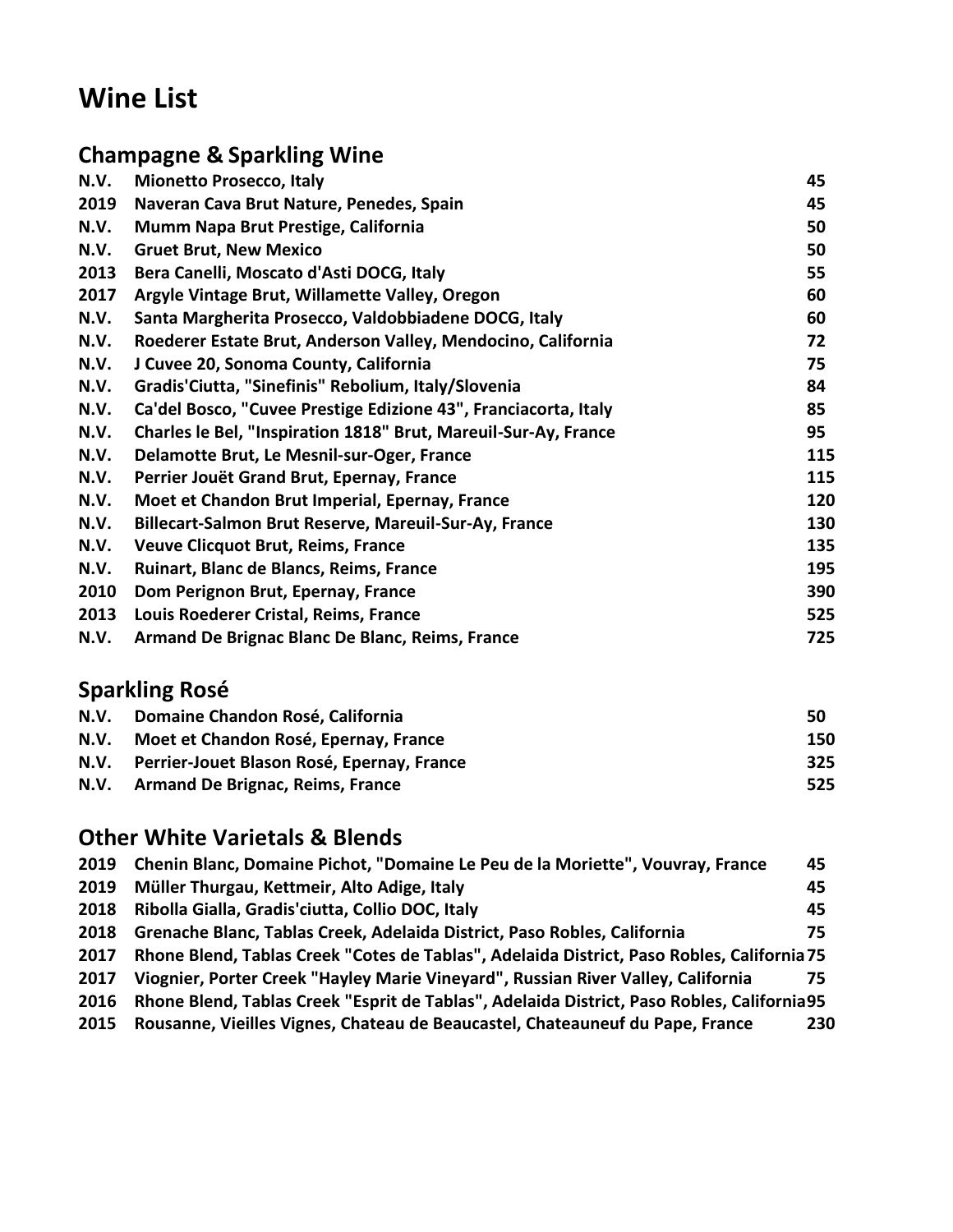# Wine List

## Champagne & Sparkling Wine

| | | |
|---|---|---|
| N.V. | Mionetto Prosecco, Italy | 45 |
| 2019 | Naveran Cava Brut Nature, Penedes, Spain | 45 |
| N.V. | Mumm Napa Brut Prestige, California | 50 |
| N.V. | Gruet Brut, New Mexico | 50 |
| 2013 | Bera Canelli, Moscato d'Asti DOCG, Italy | 55 |
| 2017 | Argyle Vintage Brut, Willamette Valley, Oregon | 60 |
| N.V. | Santa Margherita Prosecco, Valdobbiadene DOCG, Italy | 60 |
| N.V. | Roederer Estate Brut, Anderson Valley, Mendocino, California | 72 |
| N.V. | J Cuvee 20, Sonoma County, California | 75 |
| N.V. | Gradis'Ciutta, "Sinefinis" Rebolium, Italy/Slovenia | 84 |
| N.V. | Ca'del Bosco, "Cuvee Prestige Edizione 43", Franciacorta, Italy | 85 |
| N.V. | Charles le Bel, "Inspiration 1818" Brut, Mareuil-Sur-Ay, France | 95 |
| N.V. | Delamotte Brut, Le Mesnil-sur-Oger, France | 115 |
| N.V. | Perrier Jouët Grand Brut, Epernay, France | 115 |
| N.V. | Moet et Chandon Brut Imperial, Epernay, France | 120 |
| N.V. | Billecart-Salmon Brut Reserve, Mareuil-Sur-Ay, France | 130 |
| N.V. | Veuve Clicquot Brut, Reims, France | 135 |
| N.V. | Ruinart, Blanc de Blancs, Reims, France | 195 |
| 2010 | Dom Perignon Brut, Epernay, France | 390 |
| 2013 | Louis Roederer Cristal, Reims, France | 525 |
| N.V. | Armand De Brignac Blanc De Blanc, Reims, France | 725 |

## Sparkling Rosé

| | | |
|---|---|---|
| N.V. | Domaine Chandon Rosé, California | 50 |
| N.V. | Moet et Chandon Rosé, Epernay, France | 150 |
| N.V. | Perrier-Jouet Blason Rosé, Epernay, France | 325 |
| N.V. | Armand De Brignac, Reims, France | 525 |

## Other White Varietals & Blends

| | | |
|---|---|---|
| 2019 | Chenin Blanc, Domaine Pichot, "Domaine Le Peu de la Moriette", Vouvray, France | 45 |
| 2019 | Müller Thurgau, Kettmeir, Alto Adige, Italy | 45 |
| 2018 | Ribolla Gialla, Gradis'ciutta, Collio DOC, Italy | 45 |
| 2018 | Grenache Blanc, Tablas Creek, Adelaida District, Paso Robles, California | 75 |
| 2017 | Rhone Blend, Tablas Creek "Cotes de Tablas", Adelaida District, Paso Robles, California | 75 |
| 2017 | Viognier, Porter Creek "Hayley Marie Vineyard", Russian River Valley, California | 75 |
| 2016 | Rhone Blend, Tablas Creek "Esprit de Tablas", Adelaida District, Paso Robles, California | 95 |
| 2015 | Rousanne, Vieilles Vignes, Chateau de Beaucastel, Chateauneuf du Pape, France | 230 |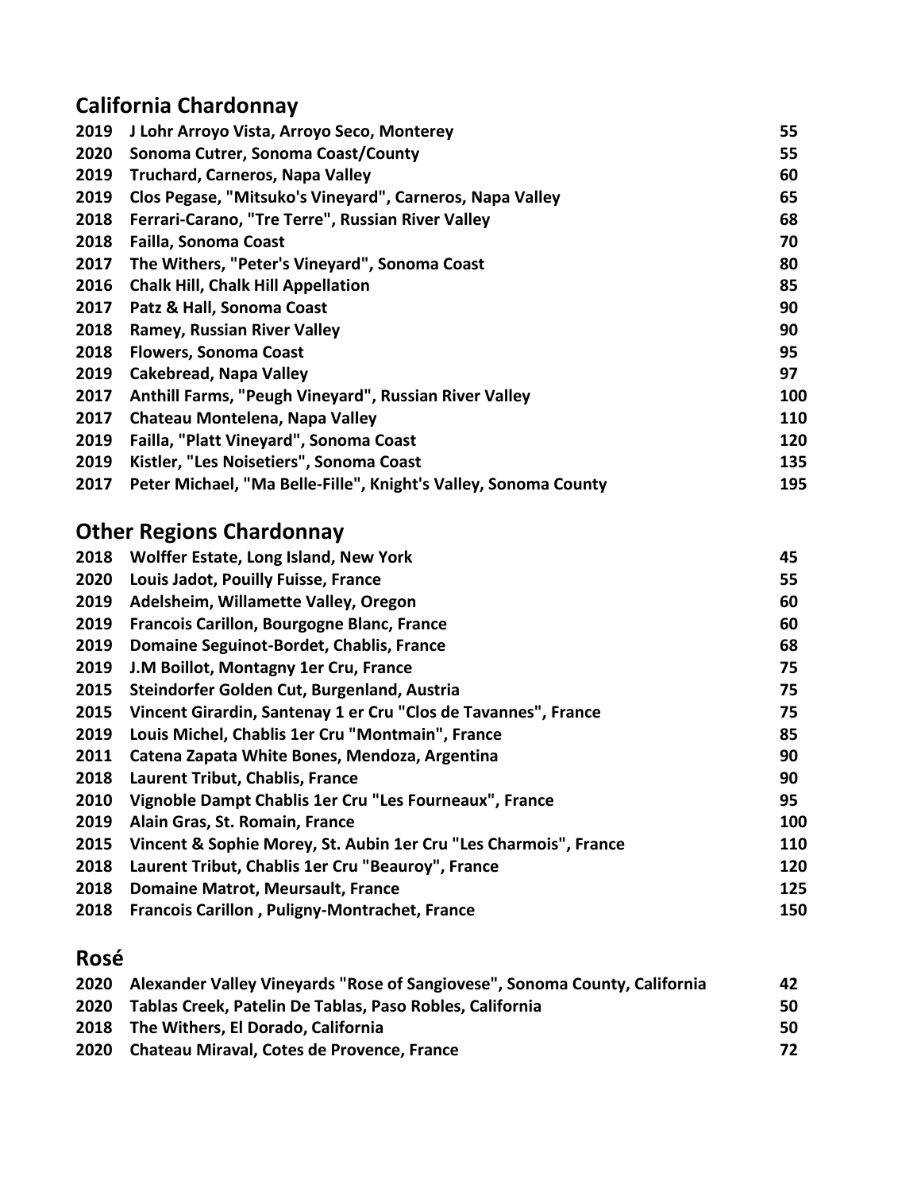## California Chardonnay

| Vintage | Wine | Price |
|---|---|---|
| 2019 | J Lohr Arroyo Vista, Arroyo Seco, Monterey | 55 |
| 2020 | Sonoma Cutrer, Sonoma Coast/County | 55 |
| 2019 | Truchard, Carneros, Napa Valley | 60 |
| 2019 | Clos Pegase, "Mitsuko's Vineyard", Carneros, Napa Valley | 65 |
| 2018 | Ferrari-Carano, "Tre Terre", Russian River Valley | 68 |
| 2018 | Failla, Sonoma Coast | 70 |
| 2017 | The Withers, "Peter's Vineyard", Sonoma Coast | 80 |
| 2016 | Chalk Hill, Chalk Hill Appellation | 85 |
| 2017 | Patz & Hall, Sonoma Coast | 90 |
| 2018 | Ramey, Russian River Valley | 90 |
| 2018 | Flowers, Sonoma Coast | 95 |
| 2019 | Cakebread, Napa Valley | 97 |
| 2017 | Anthill Farms, "Peugh Vineyard", Russian River Valley | 100 |
| 2017 | Chateau Montelena, Napa Valley | 110 |
| 2019 | Failla, "Platt Vineyard", Sonoma Coast | 120 |
| 2019 | Kistler, "Les Noisetiers", Sonoma Coast | 135 |
| 2017 | Peter Michael, "Ma Belle-Fille", Knight's Valley, Sonoma County | 195 |

## Other Regions Chardonnay

| Vintage | Wine | Price |
|---|---|---|
| 2018 | Wolffer Estate, Long Island, New York | 45 |
| 2020 | Louis Jadot, Pouilly Fuisse, France | 55 |
| 2019 | Adelsheim, Willamette Valley, Oregon | 60 |
| 2019 | Francois Carillon, Bourgogne Blanc, France | 60 |
| 2019 | Domaine Seguinot-Bordet, Chablis, France | 68 |
| 2019 | J.M Boillot, Montagny 1er Cru, France | 75 |
| 2015 | Steindorfer Golden Cut, Burgenland, Austria | 75 |
| 2015 | Vincent Girardin, Santenay 1 er Cru "Clos de Tavannes", France | 75 |
| 2019 | Louis Michel, Chablis 1er Cru "Montmain", France | 85 |
| 2011 | Catena Zapata White Bones, Mendoza, Argentina | 90 |
| 2018 | Laurent Tribut, Chablis, France | 90 |
| 2010 | Vignoble Dampt Chablis 1er Cru "Les Fourneaux", France | 95 |
| 2019 | Alain Gras, St. Romain, France | 100 |
| 2015 | Vincent & Sophie Morey, St. Aubin 1er Cru "Les Charmois", France | 110 |
| 2018 | Laurent Tribut, Chablis 1er Cru "Beauroy", France | 120 |
| 2018 | Domaine Matrot, Meursault, France | 125 |
| 2018 | Francois Carillon , Puligny-Montrachet, France | 150 |

## Rosé

| Vintage | Wine | Price |
|---|---|---|
| 2020 | Alexander Valley Vineyards "Rose of Sangiovese", Sonoma County, California | 42 |
| 2020 | Tablas Creek, Patelin De Tablas, Paso Robles, California | 50 |
| 2018 | The Withers, El Dorado, California | 50 |
| 2020 | Chateau Miraval, Cotes de Provence, France | 72 |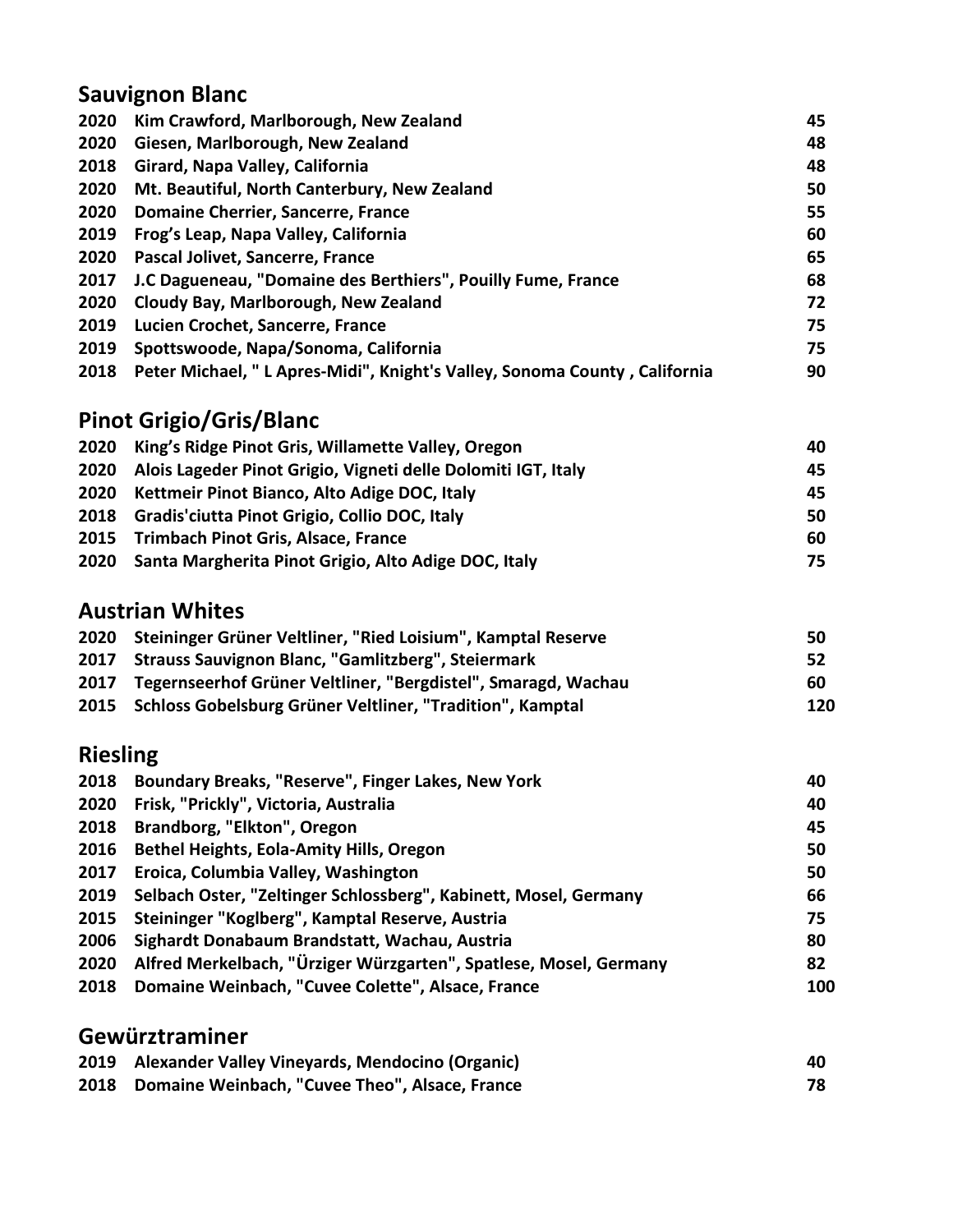## Sauvignon Blanc

| | | |
|---|---|---|
| 2020 | Kim Crawford, Marlborough, New Zealand | 45 |
| 2020 | Giesen, Marlborough, New Zealand | 48 |
| 2018 | Girard, Napa Valley, California | 48 |
| 2020 | Mt. Beautiful, North Canterbury, New Zealand | 50 |
| 2020 | Domaine Cherrier, Sancerre, France | 55 |
| 2019 | Frog's Leap, Napa Valley, California | 60 |
| 2020 | Pascal Jolivet, Sancerre, France | 65 |
| 2017 | J.C Dagueneau, "Domaine des Berthiers", Pouilly Fume, France | 68 |
| 2020 | Cloudy Bay, Marlborough, New Zealand | 72 |
| 2019 | Lucien Crochet, Sancerre, France | 75 |
| 2019 | Spottswoode, Napa/Sonoma, California | 75 |
| 2018 | Peter Michael, " L Apres-Midi", Knight's Valley, Sonoma County , California | 90 |

## Pinot Grigio/Gris/Blanc

| | | |
|---|---|---|
| 2020 | King's Ridge Pinot Gris, Willamette Valley, Oregon | 40 |
| 2020 | Alois Lageder Pinot Grigio, Vigneti delle Dolomiti IGT, Italy | 45 |
| 2020 | Kettmeir Pinot Bianco, Alto Adige DOC, Italy | 45 |
| 2018 | Gradis'ciutta Pinot Grigio, Collio DOC, Italy | 50 |
| 2015 | Trimbach Pinot Gris, Alsace, France | 60 |
| 2020 | Santa Margherita Pinot Grigio, Alto Adige DOC, Italy | 75 |

## Austrian Whites

| | | |
|---|---|---|
| 2020 | Steininger Grüner Veltliner, "Ried Loisium", Kamptal Reserve | 50 |
| 2017 | Strauss Sauvignon Blanc, "Gamlitzberg", Steiermark | 52 |
| 2017 | Tegernseerhof Grüner Veltliner, "Bergdistel", Smaragd, Wachau | 60 |
| 2015 | Schloss Gobelsburg Grüner Veltliner, "Tradition", Kamptal | 120 |

## Riesling

| | | |
|---|---|---|
| 2018 | Boundary Breaks, "Reserve", Finger Lakes, New York | 40 |
| 2020 | Frisk, "Prickly", Victoria, Australia | 40 |
| 2018 | Brandborg, "Elkton", Oregon | 45 |
| 2016 | Bethel Heights, Eola-Amity Hills, Oregon | 50 |
| 2017 | Eroica, Columbia Valley, Washington | 50 |
| 2019 | Selbach Oster, "Zeltinger Schlossberg", Kabinett, Mosel, Germany | 66 |
| 2015 | Steininger "Koglberg", Kamptal Reserve, Austria | 75 |
| 2006 | Sighardt Donabaum Brandstatt, Wachau, Austria | 80 |
| 2020 | Alfred Merkelbach, "Ürziger Würzgarten", Spatlese, Mosel, Germany | 82 |
| 2018 | Domaine Weinbach, "Cuvee Colette", Alsace, France | 100 |

## Gewürztraminer

| | | |
|---|---|---|
| 2019 | Alexander Valley Vineyards, Mendocino (Organic) | 40 |
| 2018 | Domaine Weinbach, "Cuvee Theo", Alsace, France | 78 |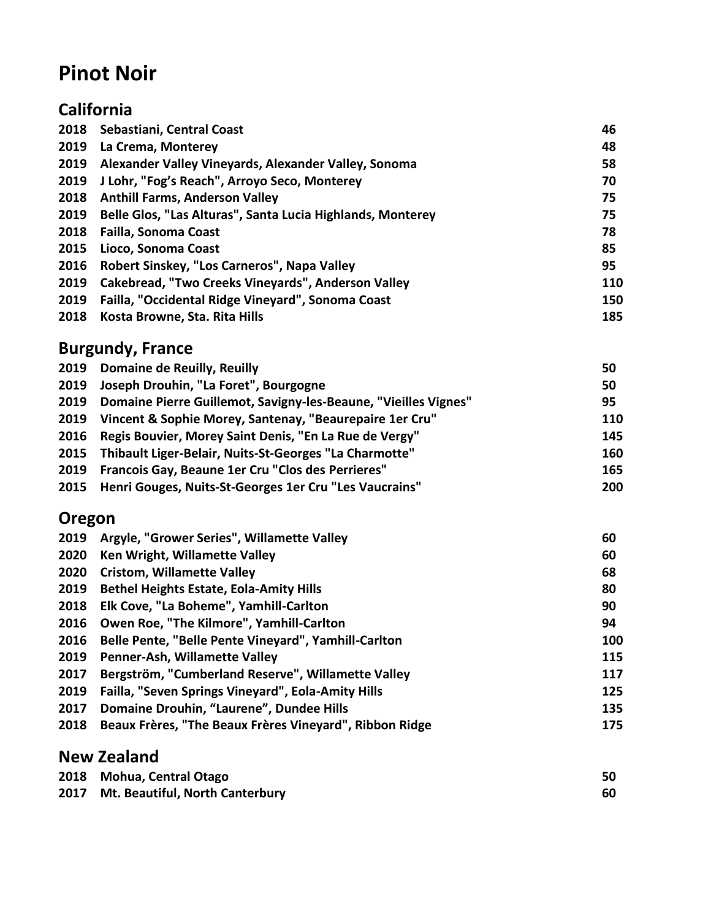# Pinot Noir

## California

| | | |
|---|---|---|
| 2018 | Sebastiani, Central Coast | 46 |
| 2019 | La Crema, Monterey | 48 |
| 2019 | Alexander Valley Vineyards, Alexander Valley, Sonoma | 58 |
| 2019 | J Lohr, "Fog's Reach", Arroyo Seco, Monterey | 70 |
| 2018 | Anthill Farms, Anderson Valley | 75 |
| 2019 | Belle Glos, "Las Alturas", Santa Lucia Highlands, Monterey | 75 |
| 2018 | Failla, Sonoma Coast | 78 |
| 2015 | Lioco, Sonoma Coast | 85 |
| 2016 | Robert Sinskey, "Los Carneros", Napa Valley | 95 |
| 2019 | Cakebread, "Two Creeks Vineyards", Anderson Valley | 110 |
| 2019 | Failla, "Occidental Ridge Vineyard", Sonoma Coast | 150 |
| 2018 | Kosta Browne, Sta. Rita Hills | 185 |

## Burgundy, France

| | | |
|---|---|---|
| 2019 | Domaine de Reuilly, Reuilly | 50 |
| 2019 | Joseph Drouhin, "La Foret", Bourgogne | 50 |
| 2019 | Domaine Pierre Guillemot, Savigny-les-Beaune, "Vieilles Vignes" | 95 |
| 2019 | Vincent & Sophie Morey, Santenay, "Beaurepaire 1er Cru" | 110 |
| 2016 | Regis Bouvier, Morey Saint Denis, "En La Rue de Vergy" | 145 |
| 2015 | Thibault Liger-Belair, Nuits-St-Georges "La Charmotte" | 160 |
| 2019 | Francois Gay, Beaune 1er Cru "Clos des Perrieres" | 165 |
| 2015 | Henri Gouges, Nuits-St-Georges 1er Cru "Les Vaucrains" | 200 |

## Oregon

| | | |
|---|---|---|
| 2019 | Argyle, "Grower Series", Willamette Valley | 60 |
| 2020 | Ken Wright, Willamette Valley | 60 |
| 2020 | Cristom, Willamette Valley | 68 |
| 2019 | Bethel Heights Estate, Eola-Amity Hills | 80 |
| 2018 | Elk Cove, "La Boheme", Yamhill-Carlton | 90 |
| 2016 | Owen Roe, "The Kilmore", Yamhill-Carlton | 94 |
| 2016 | Belle Pente, "Belle Pente Vineyard", Yamhill-Carlton | 100 |
| 2019 | Penner-Ash, Willamette Valley | 115 |
| 2017 | Bergström, "Cumberland Reserve", Willamette Valley | 117 |
| 2019 | Failla, "Seven Springs Vineyard", Eola-Amity Hills | 125 |
| 2017 | Domaine Drouhin, "Laurene", Dundee Hills | 135 |
| 2018 | Beaux Frères, "The Beaux Frères Vineyard", Ribbon Ridge | 175 |

## New Zealand

| | | |
|---|---|---|
| 2018 | Mohua, Central Otago | 50 |
| 2017 | Mt. Beautiful, North Canterbury | 60 |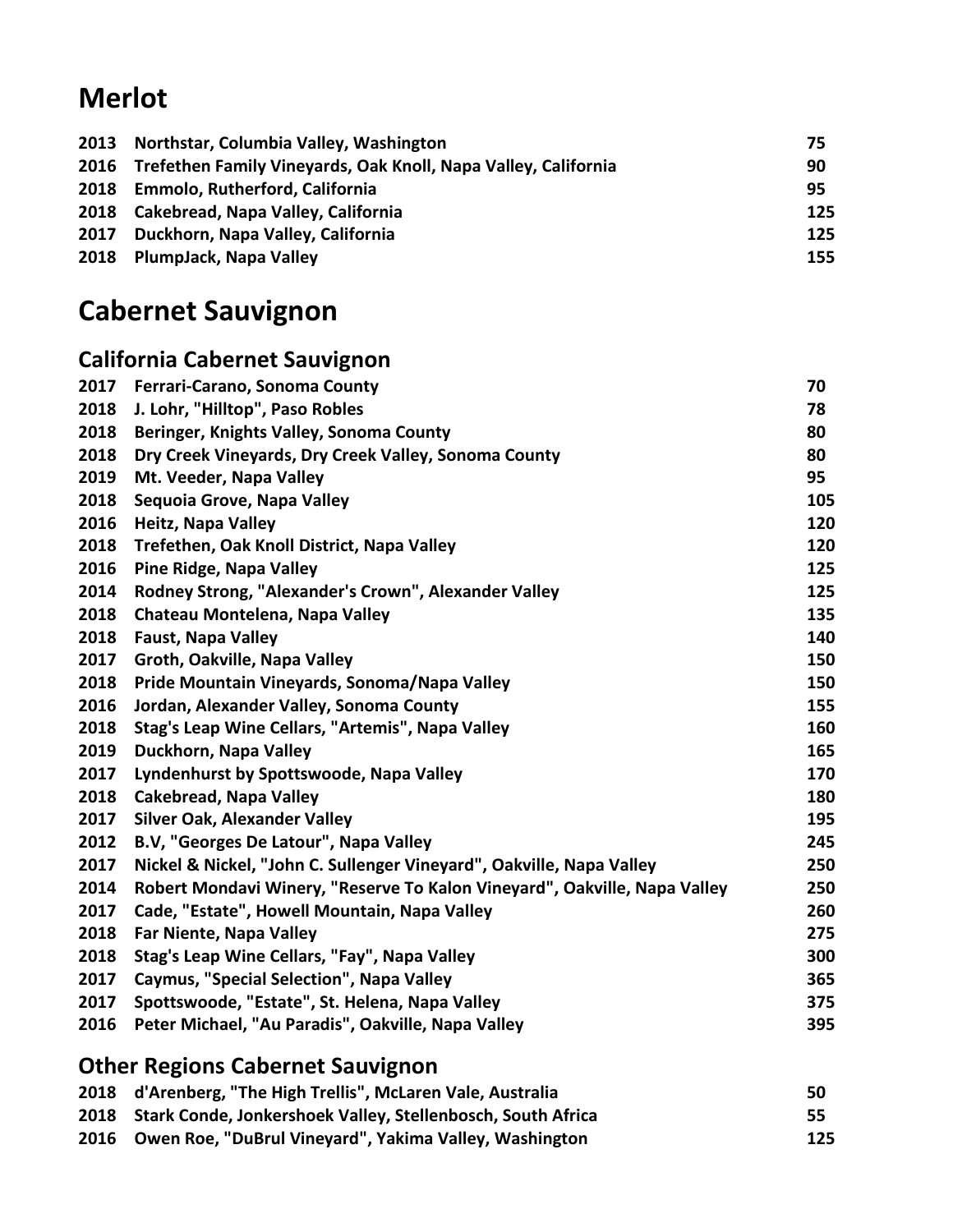# Merlot

| | | |
|---|---|---|
| 2013 | Northstar, Columbia Valley, Washington | 75 |
| 2016 | Trefethen Family Vineyards, Oak Knoll, Napa Valley, California | 90 |
| 2018 | Emmolo, Rutherford, California | 95 |
| 2018 | Cakebread, Napa Valley, California | 125 |
| 2017 | Duckhorn, Napa Valley, California | 125 |
| 2018 | PlumpJack, Napa Valley | 155 |

# Cabernet Sauvignon

## California Cabernet Sauvignon

| | | |
|---|---|---|
| 2017 | Ferrari-Carano, Sonoma County | 70 |
| 2018 | J. Lohr, "Hilltop", Paso Robles | 78 |
| 2018 | Beringer, Knights Valley, Sonoma County | 80 |
| 2018 | Dry Creek Vineyards, Dry Creek Valley, Sonoma County | 80 |
| 2019 | Mt. Veeder, Napa Valley | 95 |
| 2018 | Sequoia Grove, Napa Valley | 105 |
| 2016 | Heitz, Napa Valley | 120 |
| 2018 | Trefethen, Oak Knoll District, Napa Valley | 120 |
| 2016 | Pine Ridge, Napa Valley | 125 |
| 2014 | Rodney Strong, "Alexander's Crown", Alexander Valley | 125 |
| 2018 | Chateau Montelena, Napa Valley | 135 |
| 2018 | Faust, Napa Valley | 140 |
| 2017 | Groth, Oakville, Napa Valley | 150 |
| 2018 | Pride Mountain Vineyards, Sonoma/Napa Valley | 150 |
| 2016 | Jordan, Alexander Valley, Sonoma County | 155 |
| 2018 | Stag's Leap Wine Cellars, "Artemis", Napa Valley | 160 |
| 2019 | Duckhorn, Napa Valley | 165 |
| 2017 | Lyndenhurst by Spottswoode, Napa Valley | 170 |
| 2018 | Cakebread, Napa Valley | 180 |
| 2017 | Silver Oak, Alexander Valley | 195 |
| 2012 | B.V, "Georges De Latour", Napa Valley | 245 |
| 2017 | Nickel & Nickel, "John C. Sullenger Vineyard", Oakville, Napa Valley | 250 |
| 2014 | Robert Mondavi Winery, "Reserve To Kalon Vineyard", Oakville, Napa Valley | 250 |
| 2017 | Cade, "Estate", Howell Mountain, Napa Valley | 260 |
| 2018 | Far Niente, Napa Valley | 275 |
| 2018 | Stag's Leap Wine Cellars, "Fay", Napa Valley | 300 |
| 2017 | Caymus, "Special Selection", Napa Valley | 365 |
| 2017 | Spottswoode, "Estate", St. Helena, Napa Valley | 375 |
| 2016 | Peter Michael, "Au Paradis", Oakville, Napa Valley | 395 |

## Other Regions Cabernet Sauvignon

| | | |
|---|---|---|
| 2018 | d'Arenberg, "The High Trellis", McLaren Vale, Australia | 50 |
| 2018 | Stark Conde, Jonkershoek Valley, Stellenbosch, South Africa | 55 |
| 2016 | Owen Roe, "DuBrul Vineyard", Yakima Valley, Washington | 125 |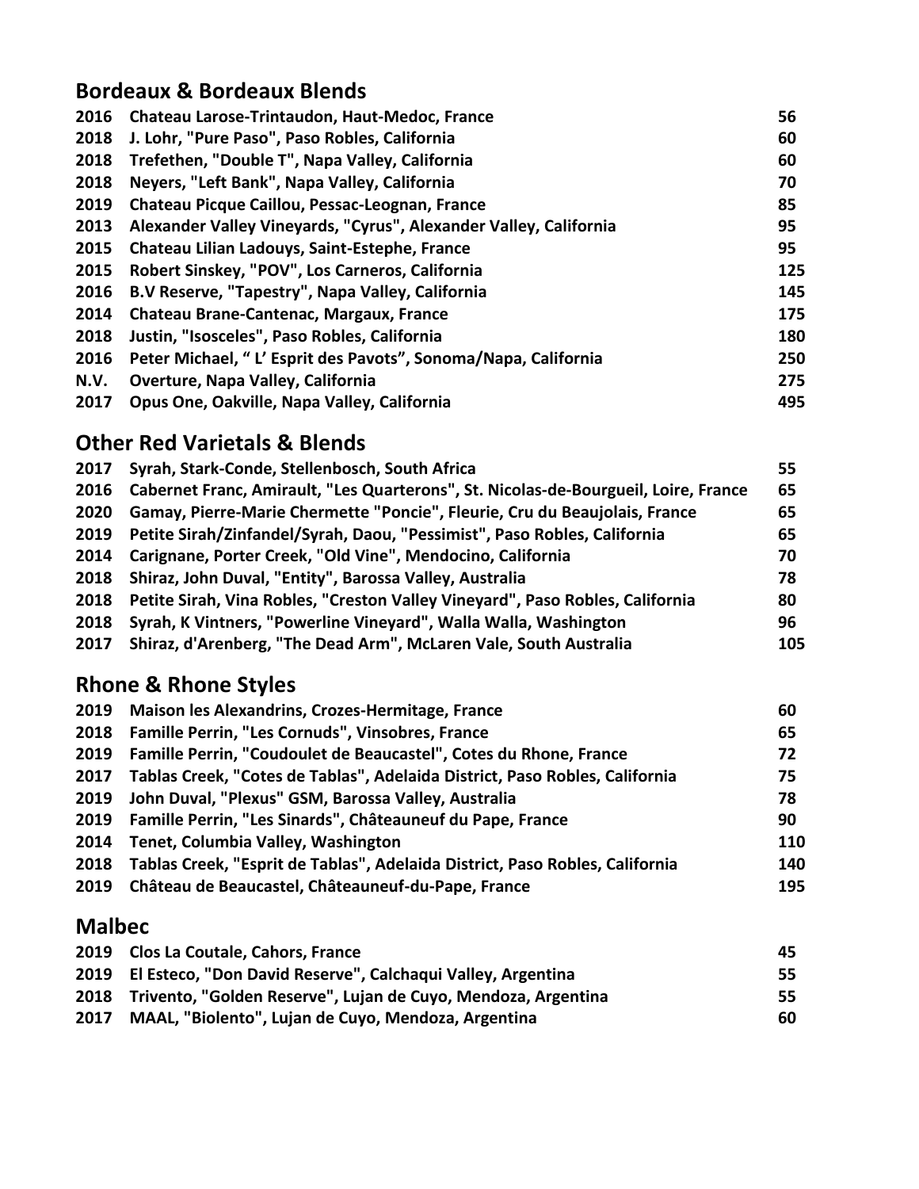## Bordeaux & Bordeaux Blends

| Vintage | Wine | Price |
|---|---|---|
| 2016 | Chateau Larose-Trintaudon, Haut-Medoc, France | 56 |
| 2018 | J. Lohr, "Pure Paso", Paso Robles, California | 60 |
| 2018 | Trefethen, "Double T", Napa Valley, California | 60 |
| 2018 | Neyers, "Left Bank", Napa Valley, California | 70 |
| 2019 | Chateau Picque Caillou, Pessac-Leognan, France | 85 |
| 2013 | Alexander Valley Vineyards, "Cyrus", Alexander Valley, California | 95 |
| 2015 | Chateau Lilian Ladouys, Saint-Estephe, France | 95 |
| 2015 | Robert Sinskey, "POV", Los Carneros, California | 125 |
| 2016 | B.V Reserve, "Tapestry", Napa Valley, California | 145 |
| 2014 | Chateau Brane-Cantenac, Margaux, France | 175 |
| 2018 | Justin, "Isosceles", Paso Robles, California | 180 |
| 2016 | Peter Michael, " L' Esprit des Pavots", Sonoma/Napa, California | 250 |
| N.V. | Overture, Napa Valley, California | 275 |
| 2017 | Opus One, Oakville, Napa Valley, California | 495 |

## Other Red Varietals & Blends

| Vintage | Wine | Price |
|---|---|---|
| 2017 | Syrah, Stark-Conde, Stellenbosch, South Africa | 55 |
| 2016 | Cabernet Franc, Amirault, "Les Quarterons", St. Nicolas-de-Bourgueil, Loire, France | 65 |
| 2020 | Gamay, Pierre-Marie Chermette "Poncie", Fleurie, Cru du Beaujolais, France | 65 |
| 2019 | Petite Sirah/Zinfandel/Syrah, Daou, "Pessimist", Paso Robles, California | 65 |
| 2014 | Carignane, Porter Creek, "Old Vine", Mendocino, California | 70 |
| 2018 | Shiraz, John Duval, "Entity", Barossa Valley, Australia | 78 |
| 2018 | Petite Sirah, Vina Robles, "Creston Valley Vineyard", Paso Robles, California | 80 |
| 2018 | Syrah, K Vintners, "Powerline Vineyard", Walla Walla, Washington | 96 |
| 2017 | Shiraz, d'Arenberg, "The Dead Arm", McLaren Vale, South Australia | 105 |

## Rhone & Rhone Styles

| Vintage | Wine | Price |
|---|---|---|
| 2019 | Maison les Alexandrins, Crozes-Hermitage, France | 60 |
| 2018 | Famille Perrin, "Les Cornuds", Vinsobres, France | 65 |
| 2019 | Famille Perrin, "Coudoulet de Beaucastel", Cotes du Rhone, France | 72 |
| 2017 | Tablas Creek, "Cotes de Tablas", Adelaida District, Paso Robles, California | 75 |
| 2019 | John Duval, "Plexus" GSM, Barossa Valley, Australia | 78 |
| 2019 | Famille Perrin, "Les Sinards", Châteauneuf du Pape, France | 90 |
| 2014 | Tenet, Columbia Valley, Washington | 110 |
| 2018 | Tablas Creek, "Esprit de Tablas", Adelaida District, Paso Robles, California | 140 |
| 2019 | Château de Beaucastel, Châteauneuf-du-Pape, France | 195 |

## Malbec

| Vintage | Wine | Price |
|---|---|---|
| 2019 | Clos La Coutale, Cahors, France | 45 |
| 2019 | El Esteco, "Don David Reserve", Calchaqui Valley, Argentina | 55 |
| 2018 | Trivento, "Golden Reserve", Lujan de Cuyo, Mendoza, Argentina | 55 |
| 2017 | MAAL, "Biolento", Lujan de Cuyo, Mendoza, Argentina | 60 |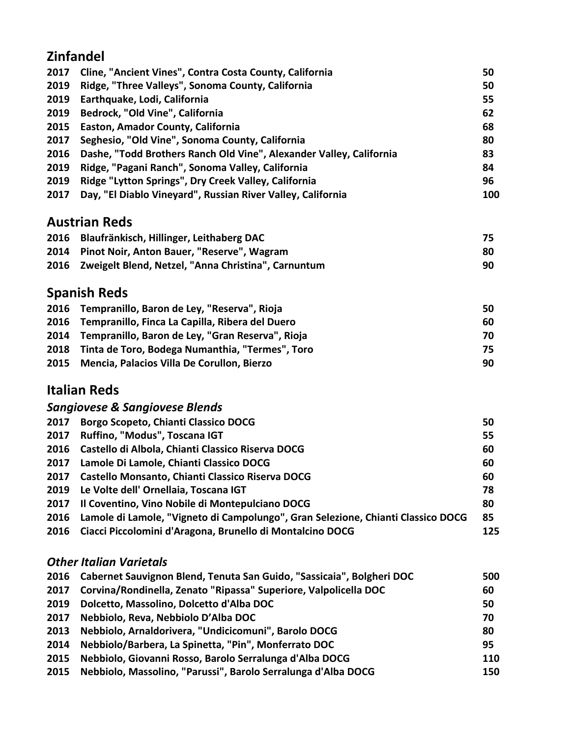## Zinfandel

| | | |
|---|---|---|
| 2017 | Cline, "Ancient Vines", Contra Costa County, California | 50 |
| 2019 | Ridge, "Three Valleys", Sonoma County, California | 50 |
| 2019 | Earthquake, Lodi, California | 55 |
| 2019 | Bedrock, "Old Vine", California | 62 |
| 2015 | Easton, Amador County, California | 68 |
| 2017 | Seghesio, "Old Vine", Sonoma County, California | 80 |
| 2016 | Dashe, "Todd Brothers Ranch Old Vine", Alexander Valley, California | 83 |
| 2019 | Ridge, "Pagani Ranch", Sonoma Valley, California | 84 |
| 2019 | Ridge "Lytton Springs", Dry Creek Valley, California | 96 |
| 2017 | Day, "El Diablo Vineyard", Russian River Valley, California | 100 |

## Austrian Reds

| | | |
|---|---|---|
| 2016 | Blaufränkisch, Hillinger, Leithaberg DAC | 75 |
| 2014 | Pinot Noir, Anton Bauer, "Reserve", Wagram | 80 |
| 2016 | Zweigelt Blend, Netzel, "Anna Christina", Carnuntum | 90 |

## Spanish Reds

| | | |
|---|---|---|
| 2016 | Tempranillo, Baron de Ley, "Reserva", Rioja | 50 |
| 2016 | Tempranillo, Finca La Capilla, Ribera del Duero | 60 |
| 2014 | Tempranillo, Baron de Ley, "Gran Reserva", Rioja | 70 |
| 2018 | Tinta de Toro, Bodega Numanthia, "Termes", Toro | 75 |
| 2015 | Mencia, Palacios Villa De Corullon, Bierzo | 90 |

## Italian Reds

### *Sangiovese & Sangiovese Blends*

| | | |
|---|---|---|
| 2017 | Borgo Scopeto, Chianti Classico DOCG | 50 |
| 2017 | Ruffino, "Modus", Toscana IGT | 55 |
| 2016 | Castello di Albola, Chianti Classico Riserva DOCG | 60 |
| 2017 | Lamole Di Lamole, Chianti Classico DOCG | 60 |
| 2017 | Castello Monsanto, Chianti Classico Riserva DOCG | 60 |
| 2019 | Le Volte dell' Ornellaia, Toscana IGT | 78 |
| 2017 | Il Coventino, Vino Nobile di Montepulciano DOCG | 80 |
| 2016 | Lamole di Lamole, "Vigneto di Campolungo", Gran Selezione, Chianti Classico DOCG | 85 |
| 2016 | Ciacci Piccolomini d'Aragona, Brunello di Montalcino DOCG | 125 |

### *Other Italian Varietals*

| | | |
|---|---|---|
| 2016 | Cabernet Sauvignon Blend, Tenuta San Guido, "Sassicaia", Bolgheri DOC | 500 |
| 2017 | Corvina/Rondinella, Zenato "Ripassa" Superiore, Valpolicella DOC | 60 |
| 2019 | Dolcetto, Massolino, Dolcetto d'Alba DOC | 50 |
| 2017 | Nebbiolo, Reva, Nebbiolo D'Alba DOC | 70 |
| 2013 | Nebbiolo, Arnaldorivera, "Undicicomuni", Barolo DOCG | 80 |
| 2014 | Nebbiolo/Barbera, La Spinetta, "Pin", Monferrato DOC | 95 |
| 2015 | Nebbiolo, Giovanni Rosso, Barolo Serralunga d'Alba DOCG | 110 |
| 2015 | Nebbiolo, Massolino, "Parussi", Barolo Serralunga d'Alba DOCG | 150 |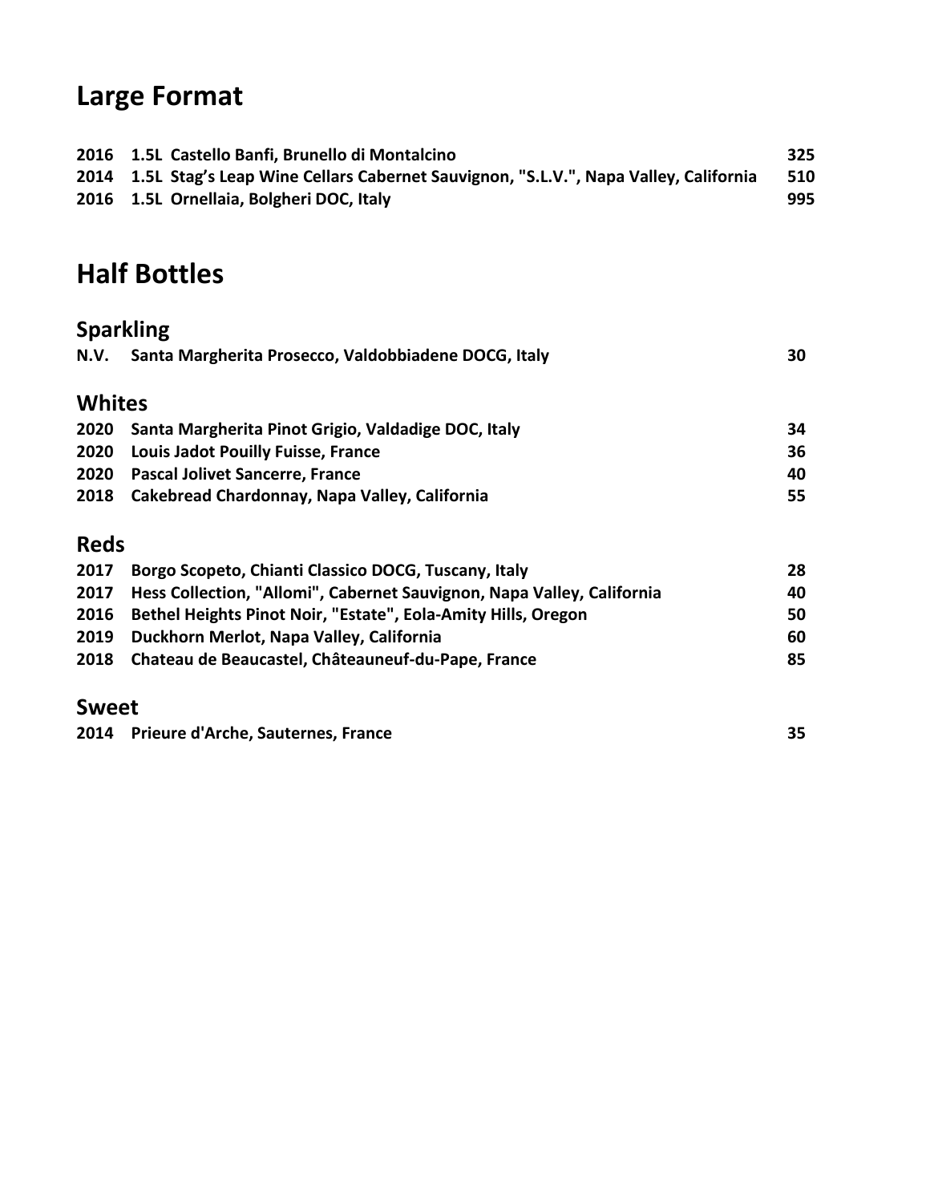# Large Format

| | | | |
|---|---|---|---|
| 2016 | 1.5L | Castello Banfi, Brunello di Montalcino | 325 |
| 2014 | 1.5L | Stag's Leap Wine Cellars Cabernet Sauvignon, "S.L.V.", Napa Valley, California | 510 |
| 2016 | 1.5L | Ornellaia, Bolgheri DOC, Italy | 995 |

# Half Bottles

## Sparkling

| | | |
|---|---|---|
| N.V. | Santa Margherita Prosecco, Valdobbiadene DOCG, Italy | 30 |

## Whites

| | | |
|---|---|---|
| 2020 | Santa Margherita Pinot Grigio, Valdadige DOC, Italy | 34 |
| 2020 | Louis Jadot Pouilly Fuisse, France | 36 |
| 2020 | Pascal Jolivet Sancerre, France | 40 |
| 2018 | Cakebread Chardonnay, Napa Valley, California | 55 |

## Reds

| | | |
|---|---|---|
| 2017 | Borgo Scopeto, Chianti Classico DOCG, Tuscany, Italy | 28 |
| 2017 | Hess Collection, "Allomi", Cabernet Sauvignon, Napa Valley, California | 40 |
| 2016 | Bethel Heights Pinot Noir, "Estate", Eola-Amity Hills, Oregon | 50 |
| 2019 | Duckhorn Merlot, Napa Valley, California | 60 |
| 2018 | Chateau de Beaucastel, Châteauneuf-du-Pape, France | 85 |

## Sweet

| | | |
|---|---|---|
| 2014 | Prieure d'Arche, Sauternes, France | 35 |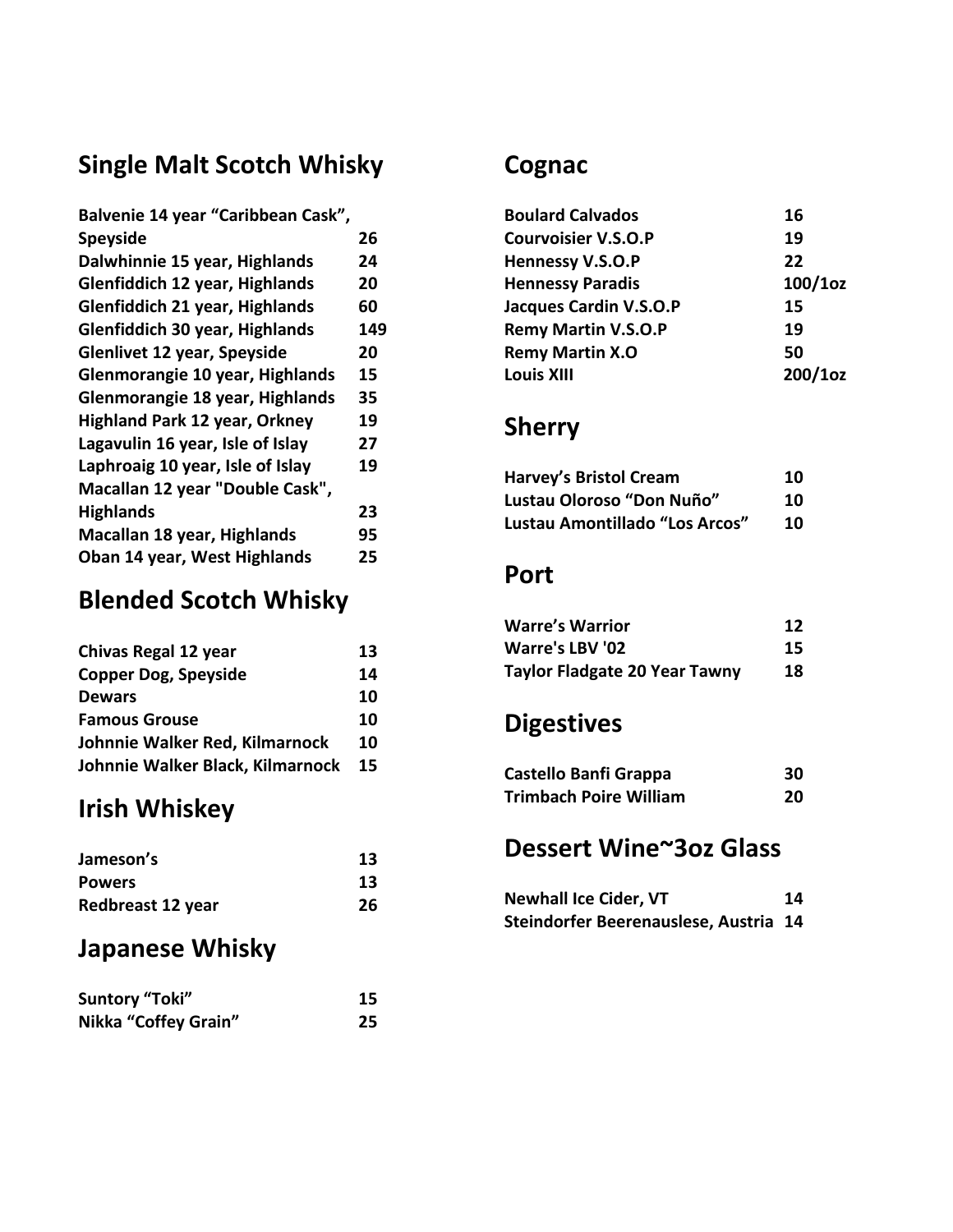## Single Malt Scotch Whisky

| | |
|---|---|
| Balvenie 14 year "Caribbean Cask", Speyside | 26 |
| Dalwhinnie 15 year, Highlands | 24 |
| Glenfiddich 12 year, Highlands | 20 |
| Glenfiddich 21 year, Highlands | 60 |
| Glenfiddich 30 year, Highlands | 149 |
| Glenlivet 12 year, Speyside | 20 |
| Glenmorangie 10 year, Highlands | 15 |
| Glenmorangie 18 year, Highlands | 35 |
| Highland Park 12 year, Orkney | 19 |
| Lagavulin 16 year, Isle of Islay | 27 |
| Laphroaig 10 year, Isle of Islay | 19 |
| Macallan 12 year "Double Cask", Highlands | 23 |
| Macallan 18 year, Highlands | 95 |
| Oban 14 year, West Highlands | 25 |

## Blended Scotch Whisky

| | |
|---|---|
| Chivas Regal 12 year | 13 |
| Copper Dog, Speyside | 14 |
| Dewars | 10 |
| Famous Grouse | 10 |
| Johnnie Walker Red, Kilmarnock | 10 |
| Johnnie Walker Black, Kilmarnock | 15 |

## Irish Whiskey

| | |
|---|---|
| Jameson's | 13 |
| Powers | 13 |
| Redbreast 12 year | 26 |

## Japanese Whisky

| | |
|---|---|
| Suntory "Toki" | 15 |
| Nikka "Coffey Grain" | 25 |

## Cognac

| | |
|---|---|
| Boulard Calvados | 16 |
| Courvoisier V.S.O.P | 19 |
| Hennessy V.S.O.P | 22 |
| Hennessy Paradis | 100/1oz |
| Jacques Cardin V.S.O.P | 15 |
| Remy Martin V.S.O.P | 19 |
| Remy Martin X.O | 50 |
| Louis XIII | 200/1oz |

## Sherry

| | |
|---|---|
| Harvey's Bristol Cream | 10 |
| Lustau Oloroso "Don Nuño" | 10 |
| Lustau Amontillado "Los Arcos" | 10 |

## Port

| | |
|---|---|
| Warre's Warrior | 12 |
| Warre's LBV '02 | 15 |
| Taylor Fladgate 20 Year Tawny | 18 |

## Digestives

| | |
|---|---|
| Castello Banfi Grappa | 30 |
| Trimbach Poire William | 20 |

## Dessert Wine~3oz Glass

| | |
|---|---|
| Newhall Ice Cider, VT | 14 |
| Steindorfer Beerenauslese, Austria | 14 |